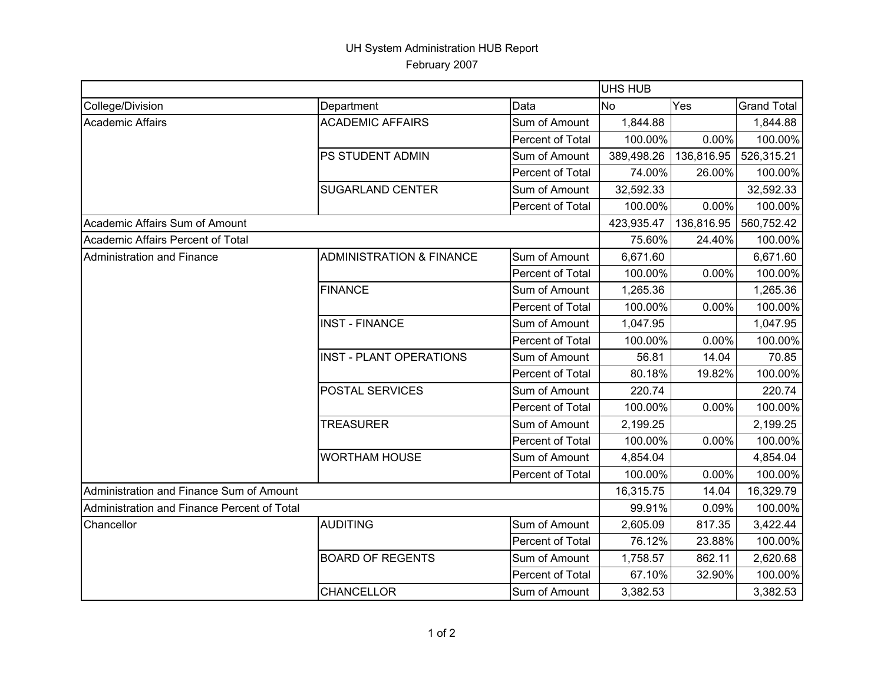# UH System Administration HUB Report

February 2007

| | | | UHS HUB | | |
|---|---|---|---|---|---|
| College/Division | Department | Data | No | Yes | Grand Total |
| Academic Affairs | ACADEMIC AFFAIRS | Sum of Amount | 1,844.88 | | 1,844.88 |
| | | Percent of Total | 100.00% | 0.00% | 100.00% |
| | PS STUDENT ADMIN | Sum of Amount | 389,498.26 | 136,816.95 | 526,315.21 |
| | | Percent of Total | 74.00% | 26.00% | 100.00% |
| | SUGARLAND CENTER | Sum of Amount | 32,592.33 | | 32,592.33 |
| | | Percent of Total | 100.00% | 0.00% | 100.00% |
| Academic Affairs Sum of Amount | | | 423,935.47 | 136,816.95 | 560,752.42 |
| Academic Affairs Percent of Total | | | 75.60% | 24.40% | 100.00% |
| Administration and Finance | ADMINISTRATION & FINANCE | Sum of Amount | 6,671.60 | | 6,671.60 |
| | | Percent of Total | 100.00% | 0.00% | 100.00% |
| | FINANCE | Sum of Amount | 1,265.36 | | 1,265.36 |
| | | Percent of Total | 100.00% | 0.00% | 100.00% |
| | INST - FINANCE | Sum of Amount | 1,047.95 | | 1,047.95 |
| | | Percent of Total | 100.00% | 0.00% | 100.00% |
| | INST - PLANT OPERATIONS | Sum of Amount | 56.81 | 14.04 | 70.85 |
| | | Percent of Total | 80.18% | 19.82% | 100.00% |
| | POSTAL SERVICES | Sum of Amount | 220.74 | | 220.74 |
| | | Percent of Total | 100.00% | 0.00% | 100.00% |
| | TREASURER | Sum of Amount | 2,199.25 | | 2,199.25 |
| | | Percent of Total | 100.00% | 0.00% | 100.00% |
| | WORTHAM HOUSE | Sum of Amount | 4,854.04 | | 4,854.04 |
| | | Percent of Total | 100.00% | 0.00% | 100.00% |
| Administration and Finance Sum of Amount | | | 16,315.75 | 14.04 | 16,329.79 |
| Administration and Finance Percent of Total | | | 99.91% | 0.09% | 100.00% |
| Chancellor | AUDITING | Sum of Amount | 2,605.09 | 817.35 | 3,422.44 |
| | | Percent of Total | 76.12% | 23.88% | 100.00% |
| | BOARD OF REGENTS | Sum of Amount | 1,758.57 | 862.11 | 2,620.68 |
| | | Percent of Total | 67.10% | 32.90% | 100.00% |
| | CHANCELLOR | Sum of Amount | 3,382.53 | | 3,382.53 |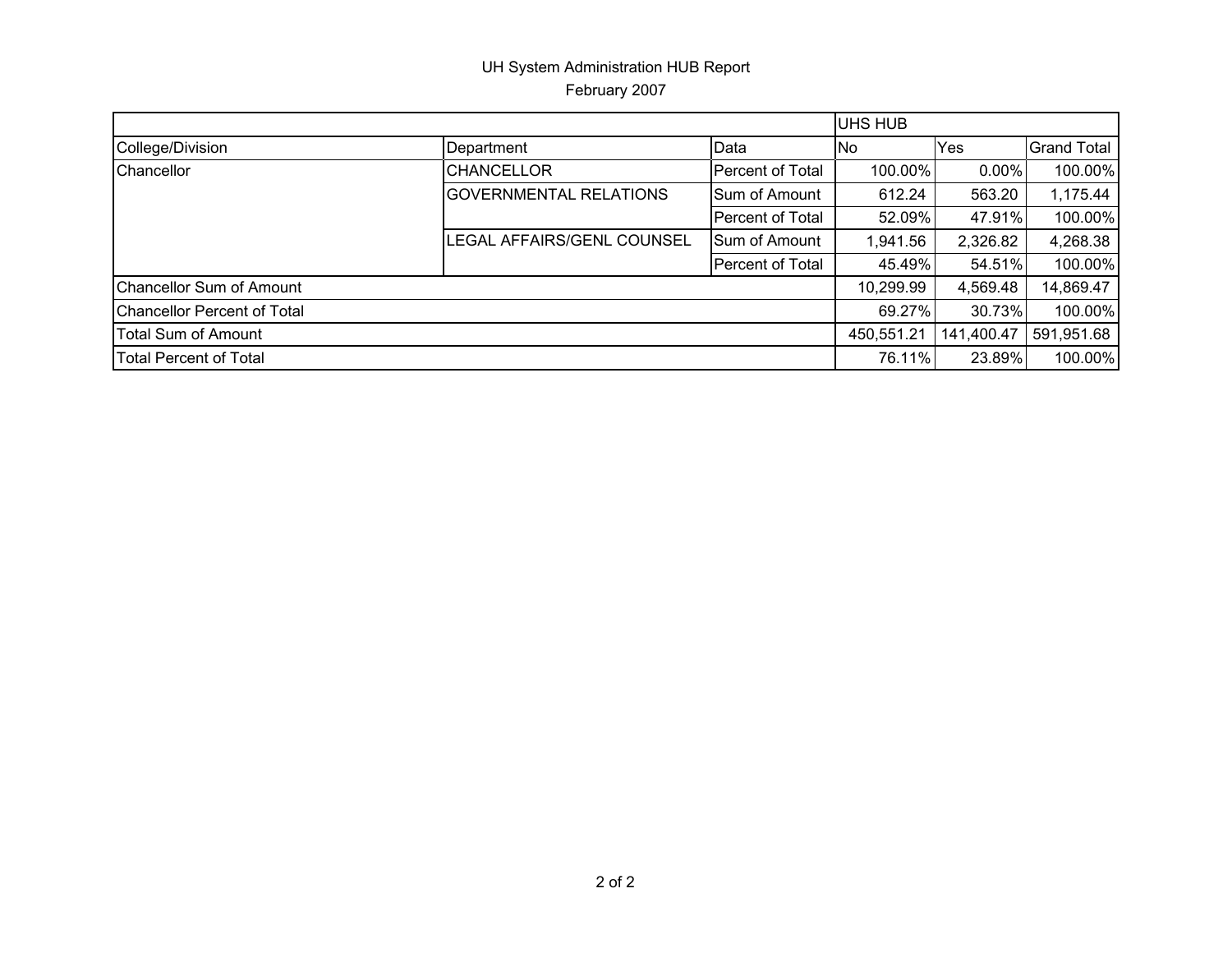UH System Administration HUB Report

February 2007

| | | | UHS HUB | | |
|---|---|---|---|---|---|
| College/Division | Department | Data | No | Yes | Grand Total |
| Chancellor | CHANCELLOR | Percent of Total | 100.00% | 0.00% | 100.00% |
| | GOVERNMENTAL RELATIONS | Sum of Amount | 612.24 | 563.20 | 1,175.44 |
| | | Percent of Total | 52.09% | 47.91% | 100.00% |
| | LEGAL AFFAIRS/GENL COUNSEL | Sum of Amount | 1,941.56 | 2,326.82 | 4,268.38 |
| | | Percent of Total | 45.49% | 54.51% | 100.00% |
| Chancellor Sum of Amount | | | 10,299.99 | 4,569.48 | 14,869.47 |
| Chancellor Percent of Total | | | 69.27% | 30.73% | 100.00% |
| Total Sum of Amount | | | 450,551.21 | 141,400.47 | 591,951.68 |
| Total Percent of Total | | | 76.11% | 23.89% | 100.00% |